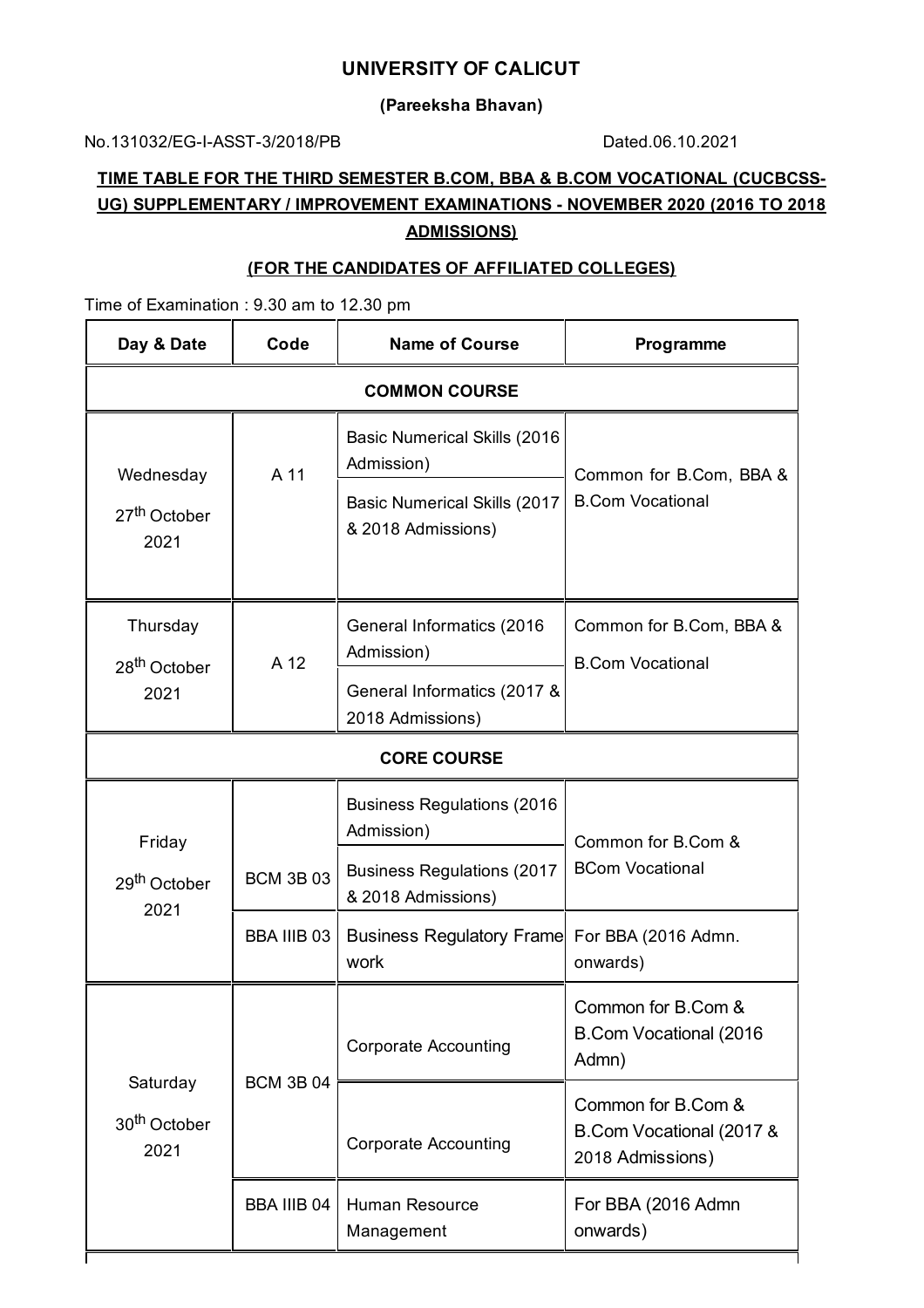# UNIVERSITY OF CALICUT

**(Pareeksha Bhavan)**

No.131032/EG-I-ASST-3/2018/PB Dated.06.10.2021

## TIME TABLE FOR THE THIRD SEMESTER B.COM, BBA & B.COM VOCATIONAL (CUCBCSS-UG) SUPPLEMENTARY / IMPROVEMENT EXAMINATIONS - NOVEMBER 2020 (2016 TO 2018 ADMISSIONS)

### (FOR THE CANDIDATES OF AFFILIATED COLLEGES)

Time of Examination : 9.30 am to 12.30 pm

| Day & Date | Code | Name of Course | Programme |
|---|---|---|---|
| **COMMON COURSE** | | | |
| Wednesday 27th October 2021 | A 11 | Basic Numerical Skills (2016 Admission) | Common for B.Com, BBA & B.Com Vocational |
| | | Basic Numerical Skills (2017 & 2018 Admissions) | |
| Thursday 28th October 2021 | A 12 | General Informatics (2016 Admission) | Common for B.Com, BBA & B.Com Vocational |
| | | General Informatics (2017 & 2018 Admissions) | |
| **CORE COURSE** | | | |
| Friday 29th October 2021 | BCM 3B 03 | Business Regulations (2016 Admission) | Common for B.Com & BCom Vocational |
| | | Business Regulations (2017 & 2018 Admissions) | |
| | BBA IIIB 03 | Business Regulatory Frame work | For BBA (2016 Admn. onwards) |
| Saturday 30th October 2021 | BCM 3B 04 | Corporate Accounting | Common for B.Com & B.Com Vocational (2016 Admn) |
| | | Corporate Accounting | Common for B.Com & B.Com Vocational (2017 & 2018 Admissions) |
| | BBA IIIB 04 | Human Resource Management | For BBA (2016 Admn onwards) |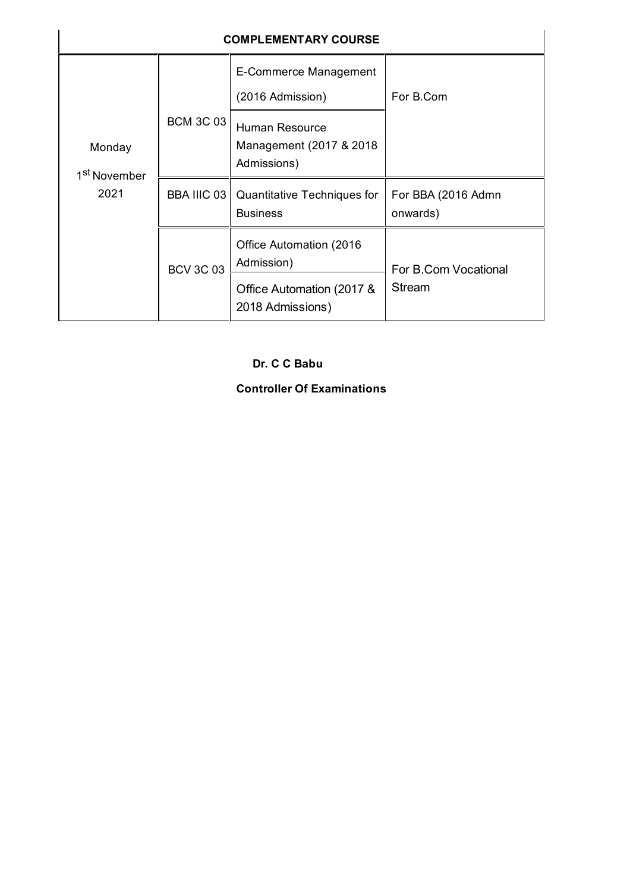| COMPLEMENTARY COURSE | | | |
|---|---|---|---|
| Monday 1st November 2021 | BCM 3C 03 | E-Commerce Management (2016 Admission) | For B.Com |
| | | Human Resource Management (2017 & 2018 Admissions) | |
| | BBA IIIC 03 | Quantitative Techniques for Business | For BBA (2016 Admn onwards) |
| | BCV 3C 03 | Office Automation (2016 Admission) | For B.Com Vocational Stream |
| | | Office Automation (2017 & 2018 Admissions) | |

**Dr. C C Babu**

**Controller Of Examinations**